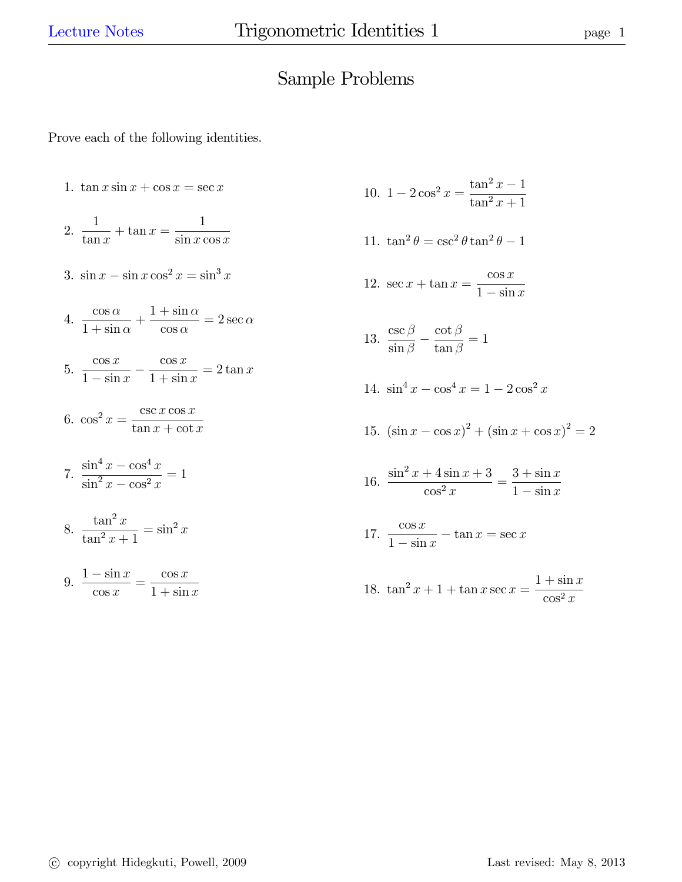# Sample Problems

Prove each of the following identities.

1. $\tan x \sin x + \cos x = \sec x$

2. $\dfrac{1}{\tan x} + \tan x = \dfrac{1}{\sin x \cos x}$

3. $\sin x - \sin x \cos^2 x = \sin^3 x$

4. $\dfrac{\cos \alpha}{1 + \sin \alpha} + \dfrac{1 + \sin \alpha}{\cos \alpha} = 2 \sec \alpha$

5. $\dfrac{\cos x}{1 - \sin x} - \dfrac{\cos x}{1 + \sin x} = 2 \tan x$

6. $\cos^2 x = \dfrac{\csc x \cos x}{\tan x + \cot x}$

7. $\dfrac{\sin^4 x - \cos^4 x}{\sin^2 x - \cos^2 x} = 1$

8. $\dfrac{\tan^2 x}{\tan^2 x + 1} = \sin^2 x$

9. $\dfrac{1 - \sin x}{\cos x} = \dfrac{\cos x}{1 + \sin x}$

10. $1 - 2\cos^2 x = \dfrac{\tan^2 x - 1}{\tan^2 x + 1}$

11. $\tan^2 \theta = \csc^2 \theta \tan^2 \theta - 1$

12. $\sec x + \tan x = \dfrac{\cos x}{1 - \sin x}$

13. $\dfrac{\csc \beta}{\sin \beta} - \dfrac{\cot \beta}{\tan \beta} = 1$

14. $\sin^4 x - \cos^4 x = 1 - 2\cos^2 x$

15. $(\sin x - \cos x)^2 + (\sin x + \cos x)^2 = 2$

16. $\dfrac{\sin^2 x + 4 \sin x + 3}{\cos^2 x} = \dfrac{3 + \sin x}{1 - \sin x}$

17. $\dfrac{\cos x}{1 - \sin x} - \tan x = \sec x$

18. $\tan^2 x + 1 + \tan x \sec x = \dfrac{1 + \sin x}{\cos^2 x}$

© copyright Hidegkuti, Powell, 2009 — Last revised: May 8, 2013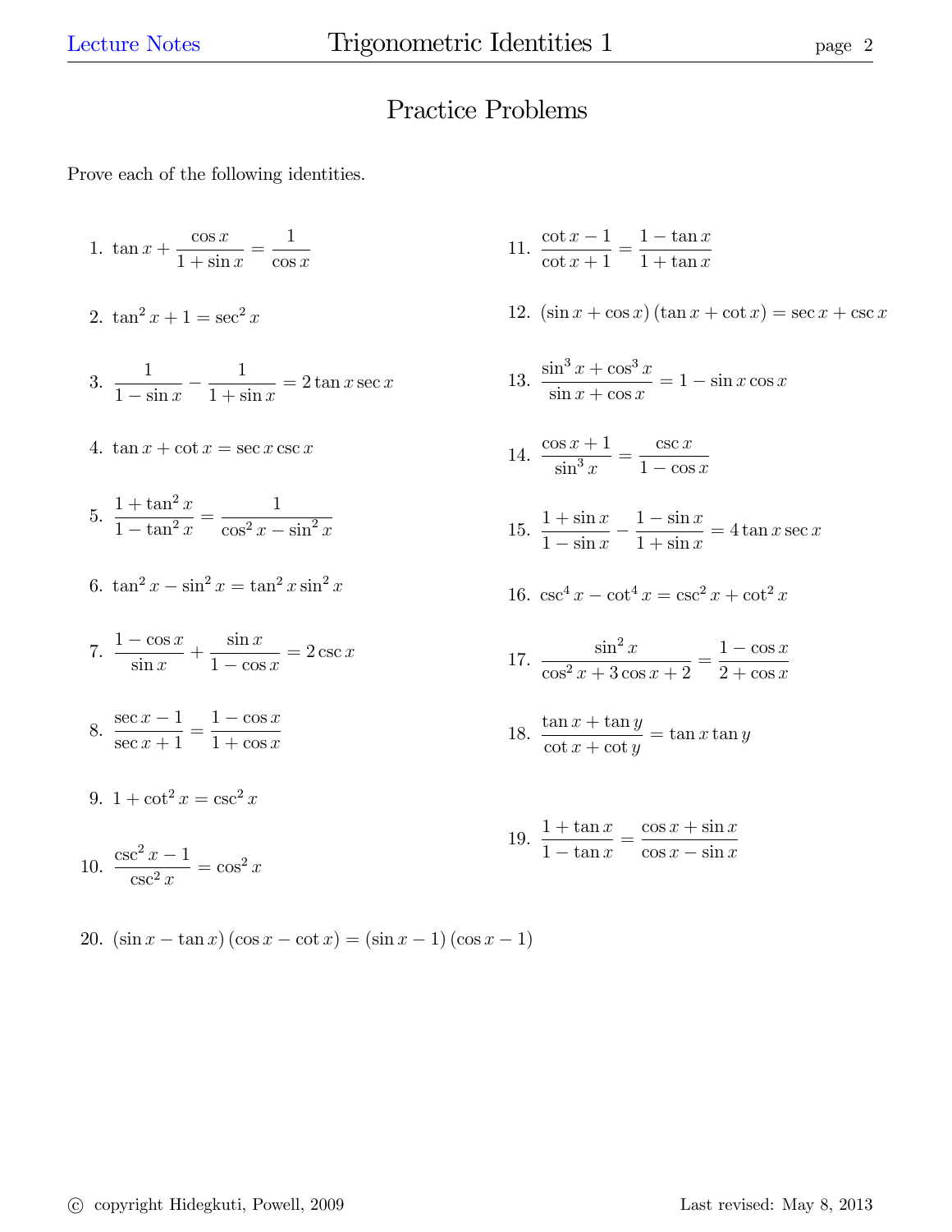# Practice Problems

Prove each of the following identities.

1. $\tan x + \dfrac{\cos x}{1 + \sin x} = \dfrac{1}{\cos x}$

2. $\tan^2 x + 1 = \sec^2 x$

3. $\dfrac{1}{1 - \sin x} - \dfrac{1}{1 + \sin x} = 2 \tan x \sec x$

4. $\tan x + \cot x = \sec x \csc x$

5. $\dfrac{1 + \tan^2 x}{1 - \tan^2 x} = \dfrac{1}{\cos^2 x - \sin^2 x}$

6. $\tan^2 x - \sin^2 x = \tan^2 x \sin^2 x$

7. $\dfrac{1 - \cos x}{\sin x} + \dfrac{\sin x}{1 - \cos x} = 2 \csc x$

8. $\dfrac{\sec x - 1}{\sec x + 1} = \dfrac{1 - \cos x}{1 + \cos x}$

9. $1 + \cot^2 x = \csc^2 x$

10. $\dfrac{\csc^2 x - 1}{\csc^2 x} = \cos^2 x$

11. $\dfrac{\cot x - 1}{\cot x + 1} = \dfrac{1 - \tan x}{1 + \tan x}$

12. $(\sin x + \cos x)(\tan x + \cot x) = \sec x + \csc x$

13. $\dfrac{\sin^3 x + \cos^3 x}{\sin x + \cos x} = 1 - \sin x \cos x$

14. $\dfrac{\cos x + 1}{\sin^3 x} = \dfrac{\csc x}{1 - \cos x}$

15. $\dfrac{1 + \sin x}{1 - \sin x} - \dfrac{1 - \sin x}{1 + \sin x} = 4 \tan x \sec x$

16. $\csc^4 x - \cot^4 x = \csc^2 x + \cot^2 x$

17. $\dfrac{\sin^2 x}{\cos^2 x + 3\cos x + 2} = \dfrac{1 - \cos x}{2 + \cos x}$

18. $\dfrac{\tan x + \tan y}{\cot x + \cot y} = \tan x \tan y$

19. $\dfrac{1 + \tan x}{1 - \tan x} = \dfrac{\cos x + \sin x}{\cos x - \sin x}$

20. $(\sin x - \tan x)(\cos x - \cot x) = (\sin x - 1)(\cos x - 1)$

© copyright Hidegkuti, Powell, 2009 Last revised: May 8, 2013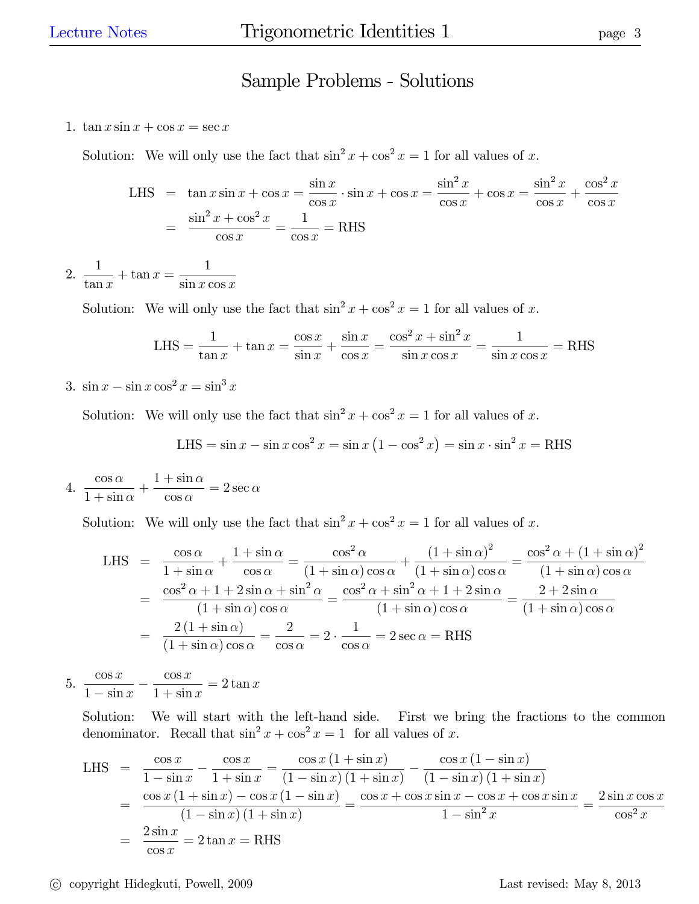# Sample Problems - Solutions

1. $\tan x \sin x + \cos x = \sec x$

   Solution: We will only use the fact that $\sin^2 x + \cos^2 x = 1$ for all values of $x$.

$$\begin{aligned}
\text{LHS} &= \tan x \sin x + \cos x = \frac{\sin x}{\cos x} \cdot \sin x + \cos x = \frac{\sin^2 x}{\cos x} + \cos x = \frac{\sin^2 x}{\cos x} + \frac{\cos^2 x}{\cos x} \\
&= \frac{\sin^2 x + \cos^2 x}{\cos x} = \frac{1}{\cos x} = \text{RHS}
\end{aligned}$$

2. $\dfrac{1}{\tan x} + \tan x = \dfrac{1}{\sin x \cos x}$

   Solution: We will only use the fact that $\sin^2 x + \cos^2 x = 1$ for all values of $x$.

$$\text{LHS} = \frac{1}{\tan x} + \tan x = \frac{\cos x}{\sin x} + \frac{\sin x}{\cos x} = \frac{\cos^2 x + \sin^2 x}{\sin x \cos x} = \frac{1}{\sin x \cos x} = \text{RHS}$$

3. $\sin x - \sin x \cos^2 x = \sin^3 x$

   Solution: We will only use the fact that $\sin^2 x + \cos^2 x = 1$ for all values of $x$.

$$\text{LHS} = \sin x - \sin x \cos^2 x = \sin x \left(1 - \cos^2 x\right) = \sin x \cdot \sin^2 x = \text{RHS}$$

4. $\dfrac{\cos \alpha}{1 + \sin \alpha} + \dfrac{1 + \sin \alpha}{\cos \alpha} = 2 \sec \alpha$

   Solution: We will only use the fact that $\sin^2 x + \cos^2 x = 1$ for all values of $x$.

$$\begin{aligned}
\text{LHS} &= \frac{\cos \alpha}{1 + \sin \alpha} + \frac{1 + \sin \alpha}{\cos \alpha} = \frac{\cos^2 \alpha}{(1 + \sin \alpha) \cos \alpha} + \frac{(1 + \sin \alpha)^2}{(1 + \sin \alpha) \cos \alpha} = \frac{\cos^2 \alpha + (1 + \sin \alpha)^2}{(1 + \sin \alpha) \cos \alpha} \\
&= \frac{\cos^2 \alpha + 1 + 2 \sin \alpha + \sin^2 \alpha}{(1 + \sin \alpha) \cos \alpha} = \frac{\cos^2 \alpha + \sin^2 \alpha + 1 + 2 \sin \alpha}{(1 + \sin \alpha) \cos \alpha} = \frac{2 + 2 \sin \alpha}{(1 + \sin \alpha) \cos \alpha} \\
&= \frac{2 (1 + \sin \alpha)}{(1 + \sin \alpha) \cos \alpha} = \frac{2}{\cos \alpha} = 2 \cdot \frac{1}{\cos \alpha} = 2 \sec \alpha = \text{RHS}
\end{aligned}$$

5. $\dfrac{\cos x}{1 - \sin x} - \dfrac{\cos x}{1 + \sin x} = 2 \tan x$

   Solution: We will start with the left-hand side. First we bring the fractions to the common denominator. Recall that $\sin^2 x + \cos^2 x = 1$ for all values of $x$.

$$\begin{aligned}
\text{LHS} &= \frac{\cos x}{1 - \sin x} - \frac{\cos x}{1 + \sin x} = \frac{\cos x (1 + \sin x)}{(1 - \sin x)(1 + \sin x)} - \frac{\cos x (1 - \sin x)}{(1 - \sin x)(1 + \sin x)} \\
&= \frac{\cos x (1 + \sin x) - \cos x (1 - \sin x)}{(1 - \sin x)(1 + \sin x)} = \frac{\cos x + \cos x \sin x - \cos x + \cos x \sin x}{1 - \sin^2 x} = \frac{2 \sin x \cos x}{\cos^2 x} \\
&= \frac{2 \sin x}{\cos x} = 2 \tan x = \text{RHS}
\end{aligned}$$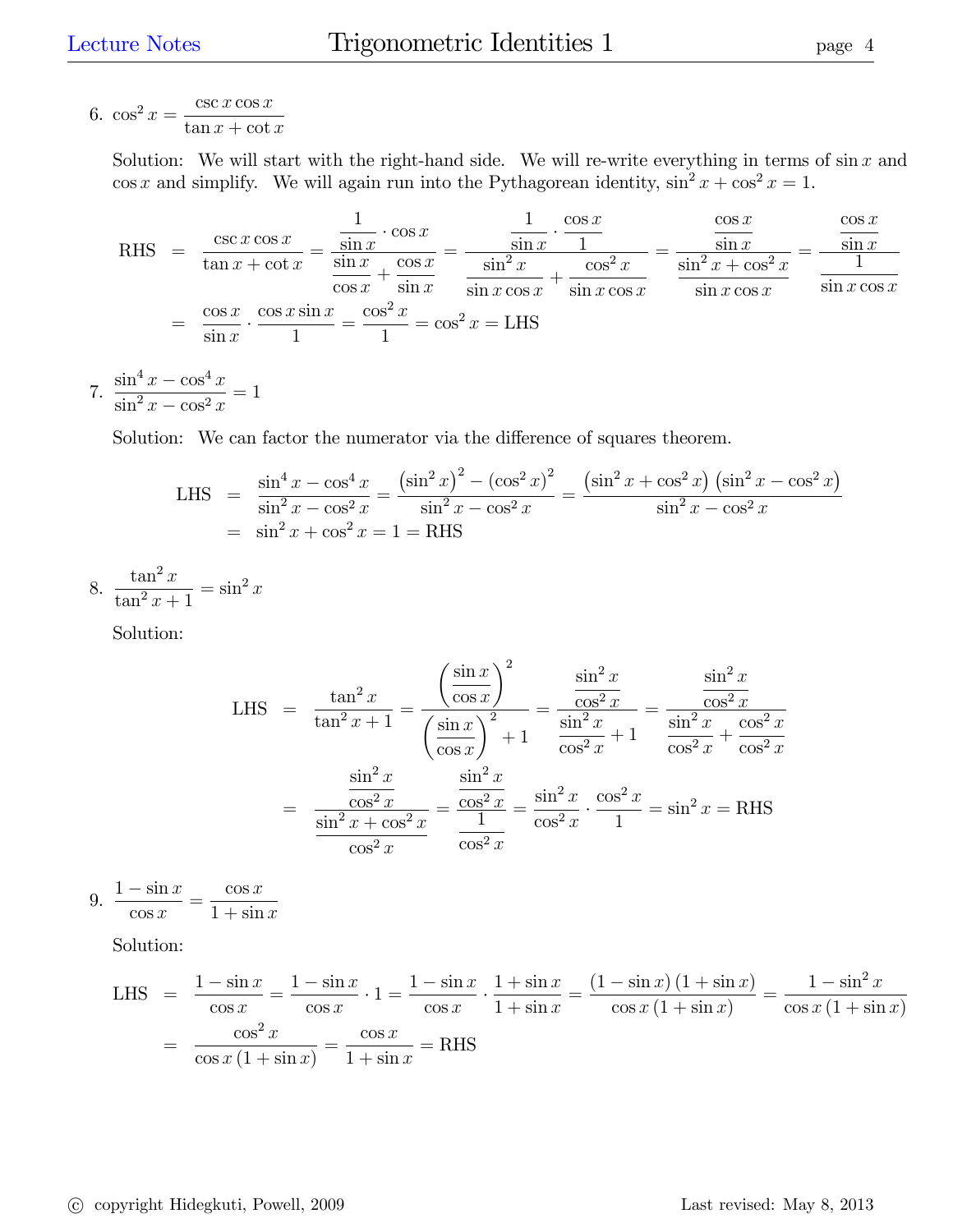6. $\cos^2 x = \dfrac{\csc x \cos x}{\tan x + \cot x}$

   Solution: We will start with the right-hand side. We will re-write everything in terms of $\sin x$ and $\cos x$ and simplify. We will again run into the Pythagorean identity, $\sin^2 x + \cos^2 x = 1$.

$$\begin{aligned}
\text{RHS} &= \frac{\csc x \cos x}{\tan x + \cot x} = \frac{\dfrac{1}{\sin x} \cdot \cos x}{\dfrac{\sin x}{\cos x} + \dfrac{\cos x}{\sin x}} = \frac{\dfrac{1}{\sin x} \cdot \dfrac{\cos x}{1}}{\dfrac{\sin^2 x}{\sin x \cos x} + \dfrac{\cos^2 x}{\sin x \cos x}} = \frac{\dfrac{\cos x}{\sin x}}{\dfrac{\sin^2 x + \cos^2 x}{\sin x \cos x}} = \frac{\dfrac{\cos x}{\sin x}}{\dfrac{1}{\sin x \cos x}} \\
&= \frac{\cos x}{\sin x} \cdot \frac{\cos x \sin x}{1} = \frac{\cos^2 x}{1} = \cos^2 x = \text{LHS}
\end{aligned}$$

7. $\dfrac{\sin^4 x - \cos^4 x}{\sin^2 x - \cos^2 x} = 1$

   Solution: We can factor the numerator via the difference of squares theorem.

$$\begin{aligned}
\text{LHS} &= \frac{\sin^4 x - \cos^4 x}{\sin^2 x - \cos^2 x} = \frac{\left(\sin^2 x\right)^2 - \left(\cos^2 x\right)^2}{\sin^2 x - \cos^2 x} = \frac{\left(\sin^2 x + \cos^2 x\right)\left(\sin^2 x - \cos^2 x\right)}{\sin^2 x - \cos^2 x} \\
&= \sin^2 x + \cos^2 x = 1 = \text{RHS}
\end{aligned}$$

8. $\dfrac{\tan^2 x}{\tan^2 x + 1} = \sin^2 x$

   Solution:

$$\begin{aligned}
\text{LHS} &= \frac{\tan^2 x}{\tan^2 x + 1} = \frac{\left(\dfrac{\sin x}{\cos x}\right)^2}{\left(\dfrac{\sin x}{\cos x}\right)^2 + 1} = \frac{\dfrac{\sin^2 x}{\cos^2 x}}{\dfrac{\sin^2 x}{\cos^2 x} + 1} = \frac{\dfrac{\sin^2 x}{\cos^2 x}}{\dfrac{\sin^2 x}{\cos^2 x} + \dfrac{\cos^2 x}{\cos^2 x}} \\
&= \frac{\dfrac{\sin^2 x}{\cos^2 x}}{\dfrac{\sin^2 x + \cos^2 x}{\cos^2 x}} = \frac{\dfrac{\sin^2 x}{\cos^2 x}}{\dfrac{1}{\cos^2 x}} = \frac{\sin^2 x}{\cos^2 x} \cdot \frac{\cos^2 x}{1} = \sin^2 x = \text{RHS}
\end{aligned}$$

9. $\dfrac{1 - \sin x}{\cos x} = \dfrac{\cos x}{1 + \sin x}$

   Solution:

$$\begin{aligned}
\text{LHS} &= \frac{1 - \sin x}{\cos x} = \frac{1 - \sin x}{\cos x} \cdot 1 = \frac{1 - \sin x}{\cos x} \cdot \frac{1 + \sin x}{1 + \sin x} = \frac{(1 - \sin x)(1 + \sin x)}{\cos x (1 + \sin x)} = \frac{1 - \sin^2 x}{\cos x (1 + \sin x)} \\
&= \frac{\cos^2 x}{\cos x (1 + \sin x)} = \frac{\cos x}{1 + \sin x} = \text{RHS}
\end{aligned}$$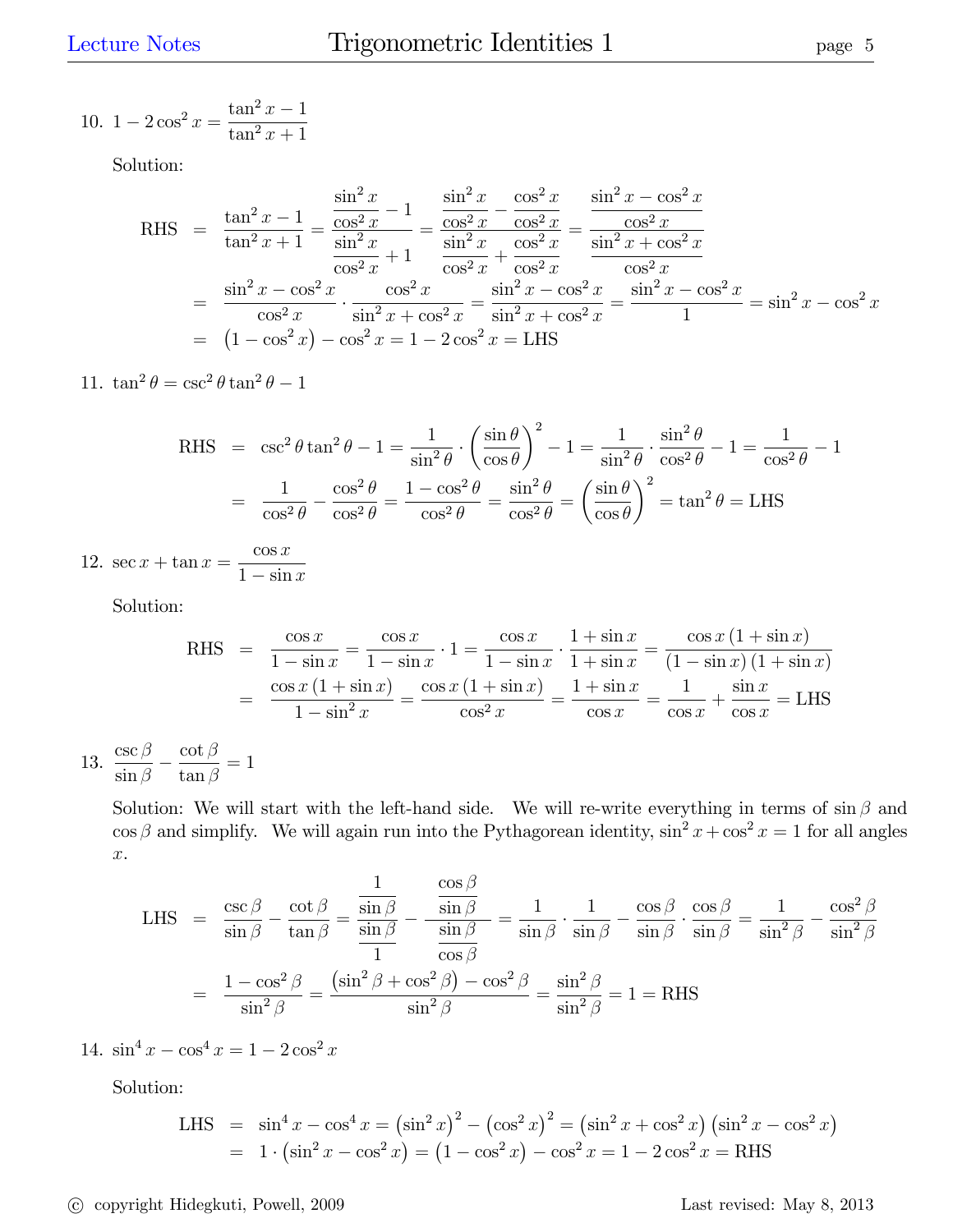10. $1 - 2\cos^2 x = \dfrac{\tan^2 x - 1}{\tan^2 x + 1}$

Solution:

$$
\begin{aligned}
\text{RHS} &= \frac{\tan^2 x - 1}{\tan^2 x + 1} = \frac{\dfrac{\sin^2 x}{\cos^2 x} - 1}{\dfrac{\sin^2 x}{\cos^2 x} + 1} = \frac{\dfrac{\sin^2 x}{\cos^2 x} - \dfrac{\cos^2 x}{\cos^2 x}}{\dfrac{\sin^2 x}{\cos^2 x} + \dfrac{\cos^2 x}{\cos^2 x}} = \frac{\dfrac{\sin^2 x - \cos^2 x}{\cos^2 x}}{\dfrac{\sin^2 x + \cos^2 x}{\cos^2 x}} \\
&= \frac{\sin^2 x - \cos^2 x}{\cos^2 x} \cdot \frac{\cos^2 x}{\sin^2 x + \cos^2 x} = \frac{\sin^2 x - \cos^2 x}{\sin^2 x + \cos^2 x} = \frac{\sin^2 x - \cos^2 x}{1} = \sin^2 x - \cos^2 x \\
&= \left(1 - \cos^2 x\right) - \cos^2 x = 1 - 2\cos^2 x = \text{LHS}
\end{aligned}
$$

11. $\tan^2 \theta = \csc^2 \theta \tan^2 \theta - 1$

$$
\begin{aligned}
\text{RHS} &= \csc^2 \theta \tan^2 \theta - 1 = \frac{1}{\sin^2 \theta} \cdot \left(\frac{\sin \theta}{\cos \theta}\right)^2 - 1 = \frac{1}{\sin^2 \theta} \cdot \frac{\sin^2 \theta}{\cos^2 \theta} - 1 = \frac{1}{\cos^2 \theta} - 1 \\
&= \frac{1}{\cos^2 \theta} - \frac{\cos^2 \theta}{\cos^2 \theta} = \frac{1 - \cos^2 \theta}{\cos^2 \theta} = \frac{\sin^2 \theta}{\cos^2 \theta} = \left(\frac{\sin \theta}{\cos \theta}\right)^2 = \tan^2 \theta = \text{LHS}
\end{aligned}
$$

12. $\sec x + \tan x = \dfrac{\cos x}{1 - \sin x}$

Solution:

$$
\begin{aligned}
\text{RHS} &= \frac{\cos x}{1 - \sin x} = \frac{\cos x}{1 - \sin x} \cdot 1 = \frac{\cos x}{1 - \sin x} \cdot \frac{1 + \sin x}{1 + \sin x} = \frac{\cos x \,(1 + \sin x)}{(1 - \sin x)\,(1 + \sin x)} \\
&= \frac{\cos x \,(1 + \sin x)}{1 - \sin^2 x} = \frac{\cos x \,(1 + \sin x)}{\cos^2 x} = \frac{1 + \sin x}{\cos x} = \frac{1}{\cos x} + \frac{\sin x}{\cos x} = \text{LHS}
\end{aligned}
$$

13. $\dfrac{\csc \beta}{\sin \beta} - \dfrac{\cot \beta}{\tan \beta} = 1$

Solution: We will start with the left-hand side. We will re-write everything in terms of $\sin \beta$ and $\cos \beta$ and simplify. We will again run into the Pythagorean identity, $\sin^2 x + \cos^2 x = 1$ for all angles $x$.

$$
\begin{aligned}
\text{LHS} &= \frac{\csc \beta}{\sin \beta} - \frac{\cot \beta}{\tan \beta} = \frac{\dfrac{1}{\sin \beta}}{\dfrac{\sin \beta}{1}} - \frac{\dfrac{\cos \beta}{\sin \beta}}{\dfrac{\sin \beta}{\cos \beta}} = \frac{1}{\sin \beta} \cdot \frac{1}{\sin \beta} - \frac{\cos \beta}{\sin \beta} \cdot \frac{\cos \beta}{\sin \beta} = \frac{1}{\sin^2 \beta} - \frac{\cos^2 \beta}{\sin^2 \beta} \\
&= \frac{1 - \cos^2 \beta}{\sin^2 \beta} = \frac{\left(\sin^2 \beta + \cos^2 \beta\right) - \cos^2 \beta}{\sin^2 \beta} = \frac{\sin^2 \beta}{\sin^2 \beta} = 1 = \text{RHS}
\end{aligned}
$$

14. $\sin^4 x - \cos^4 x = 1 - 2\cos^2 x$

Solution:

$$
\begin{aligned}
\text{LHS} &= \sin^4 x - \cos^4 x = \left(\sin^2 x\right)^2 - \left(\cos^2 x\right)^2 = \left(\sin^2 x + \cos^2 x\right)\left(\sin^2 x - \cos^2 x\right) \\
&= 1 \cdot \left(\sin^2 x - \cos^2 x\right) = \left(1 - \cos^2 x\right) - \cos^2 x = 1 - 2\cos^2 x = \text{RHS}
\end{aligned}
$$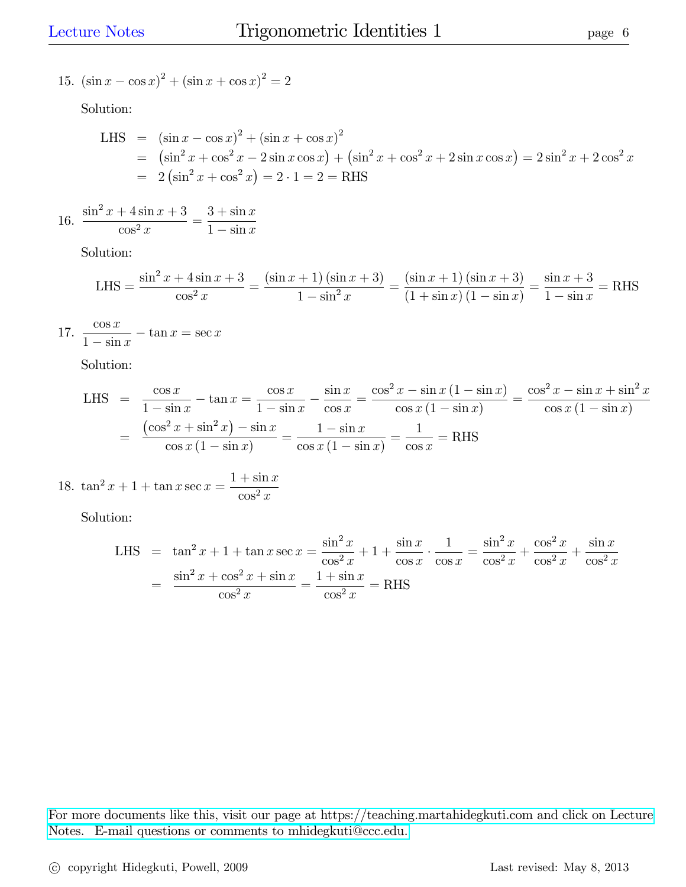15. $(\sin x - \cos x)^2 + (\sin x + \cos x)^2 = 2$

Solution:

$$\begin{aligned}
\text{LHS} &= (\sin x - \cos x)^2 + (\sin x + \cos x)^2 \\
&= \left(\sin^2 x + \cos^2 x - 2\sin x \cos x\right) + \left(\sin^2 x + \cos^2 x + 2\sin x \cos x\right) = 2\sin^2 x + 2\cos^2 x \\
&= 2\left(\sin^2 x + \cos^2 x\right) = 2 \cdot 1 = 2 = \text{RHS}
\end{aligned}$$

16. $\dfrac{\sin^2 x + 4\sin x + 3}{\cos^2 x} = \dfrac{3 + \sin x}{1 - \sin x}$

Solution:

$$\text{LHS} = \frac{\sin^2 x + 4\sin x + 3}{\cos^2 x} = \frac{(\sin x + 1)(\sin x + 3)}{1 - \sin^2 x} = \frac{(\sin x + 1)(\sin x + 3)}{(1 + \sin x)(1 - \sin x)} = \frac{\sin x + 3}{1 - \sin x} = \text{RHS}$$

17. $\dfrac{\cos x}{1 - \sin x} - \tan x = \sec x$

Solution:

$$\begin{aligned}
\text{LHS} &= \frac{\cos x}{1 - \sin x} - \tan x = \frac{\cos x}{1 - \sin x} - \frac{\sin x}{\cos x} = \frac{\cos^2 x - \sin x(1 - \sin x)}{\cos x(1 - \sin x)} = \frac{\cos^2 x - \sin x + \sin^2 x}{\cos x(1 - \sin x)} \\
&= \frac{\left(\cos^2 x + \sin^2 x\right) - \sin x}{\cos x(1 - \sin x)} = \frac{1 - \sin x}{\cos x(1 - \sin x)} = \frac{1}{\cos x} = \text{RHS}
\end{aligned}$$

18. $\tan^2 x + 1 + \tan x \sec x = \dfrac{1 + \sin x}{\cos^2 x}$

Solution:

$$\begin{aligned}
\text{LHS} &= \tan^2 x + 1 + \tan x \sec x = \frac{\sin^2 x}{\cos^2 x} + 1 + \frac{\sin x}{\cos x} \cdot \frac{1}{\cos x} = \frac{\sin^2 x}{\cos^2 x} + \frac{\cos^2 x}{\cos^2 x} + \frac{\sin x}{\cos^2 x} \\
&= \frac{\sin^2 x + \cos^2 x + \sin x}{\cos^2 x} = \frac{1 + \sin x}{\cos^2 x} = \text{RHS}
\end{aligned}$$

For more documents like this, visit our page at https://teaching.martahidegkuti.com and click on Lecture Notes. E-mail questions or comments to mhidegkuti@ccc.edu.

© copyright Hidegkuti, Powell, 2009 Last revised: May 8, 2013